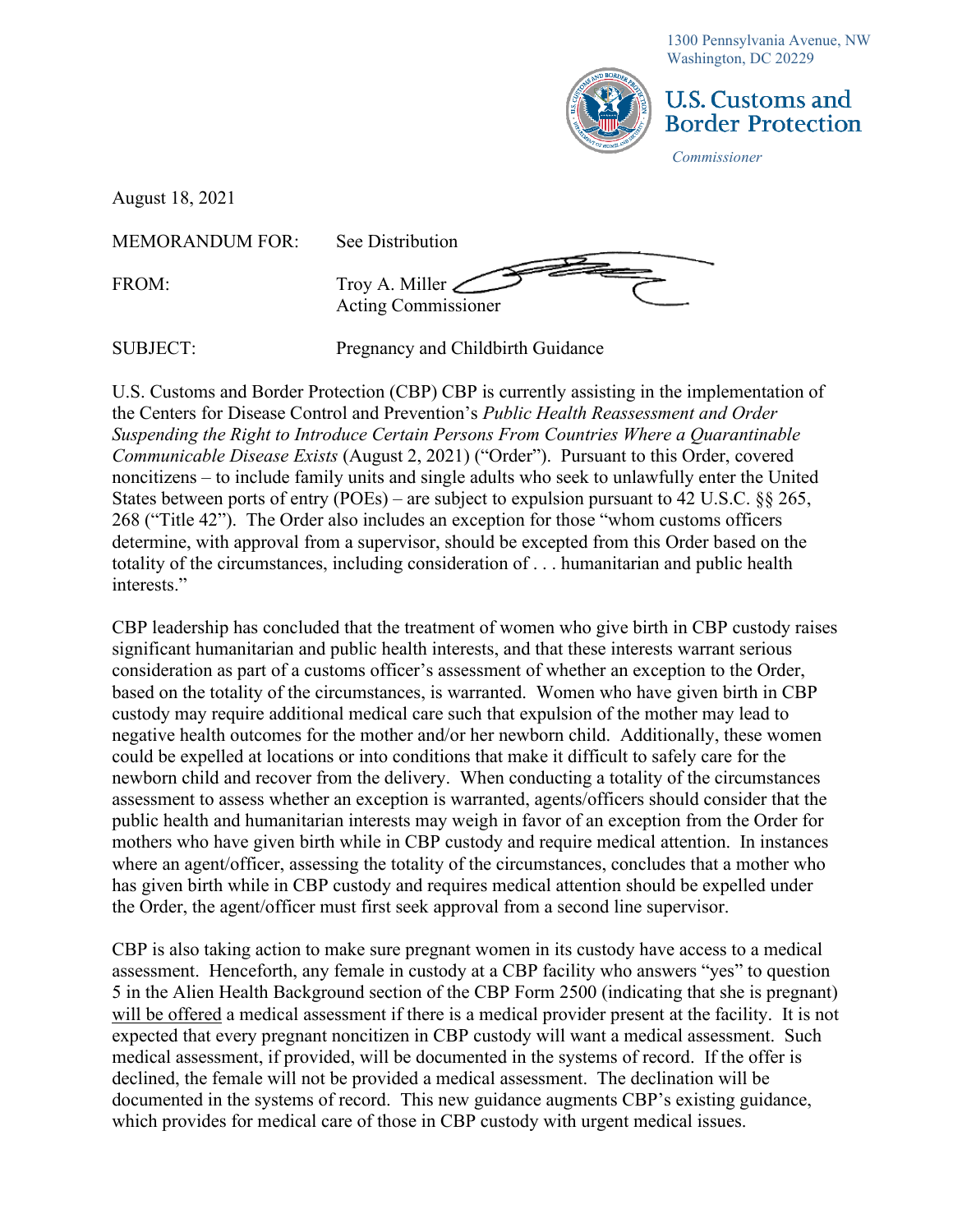1300 Pennsylvania Avenue, NW
Washington, DC 20229

**U.S. Customs and Border Protection**

*Commissioner*

August 18, 2021

MEMORANDUM FOR: See Distribution

FROM: Troy A. Miller
Acting Commissioner

SUBJECT: Pregnancy and Childbirth Guidance

U.S. Customs and Border Protection (CBP) CBP is currently assisting in the implementation of the Centers for Disease Control and Prevention's *Public Health Reassessment and Order Suspending the Right to Introduce Certain Persons From Countries Where a Quarantinable Communicable Disease Exists* (August 2, 2021) ("Order"). Pursuant to this Order, covered noncitizens – to include family units and single adults who seek to unlawfully enter the United States between ports of entry (POEs) – are subject to expulsion pursuant to 42 U.S.C. §§ 265, 268 ("Title 42"). The Order also includes an exception for those "whom customs officers determine, with approval from a supervisor, should be excepted from this Order based on the totality of the circumstances, including consideration of . . . humanitarian and public health interests."

CBP leadership has concluded that the treatment of women who give birth in CBP custody raises significant humanitarian and public health interests, and that these interests warrant serious consideration as part of a customs officer's assessment of whether an exception to the Order, based on the totality of the circumstances, is warranted. Women who have given birth in CBP custody may require additional medical care such that expulsion of the mother may lead to negative health outcomes for the mother and/or her newborn child. Additionally, these women could be expelled at locations or into conditions that make it difficult to safely care for the newborn child and recover from the delivery. When conducting a totality of the circumstances assessment to assess whether an exception is warranted, agents/officers should consider that the public health and humanitarian interests may weigh in favor of an exception from the Order for mothers who have given birth while in CBP custody and require medical attention. In instances where an agent/officer, assessing the totality of the circumstances, concludes that a mother who has given birth while in CBP custody and requires medical attention should be expelled under the Order, the agent/officer must first seek approval from a second line supervisor.

CBP is also taking action to make sure pregnant women in its custody have access to a medical assessment. Henceforth, any female in custody at a CBP facility who answers "yes" to question 5 in the Alien Health Background section of the CBP Form 2500 (indicating that she is pregnant) <u>will be offered</u> a medical assessment if there is a medical provider present at the facility. It is not expected that every pregnant noncitizen in CBP custody will want a medical assessment. Such medical assessment, if provided, will be documented in the systems of record. If the offer is declined, the female will not be provided a medical assessment. The declination will be documented in the systems of record. This new guidance augments CBP's existing guidance, which provides for medical care of those in CBP custody with urgent medical issues.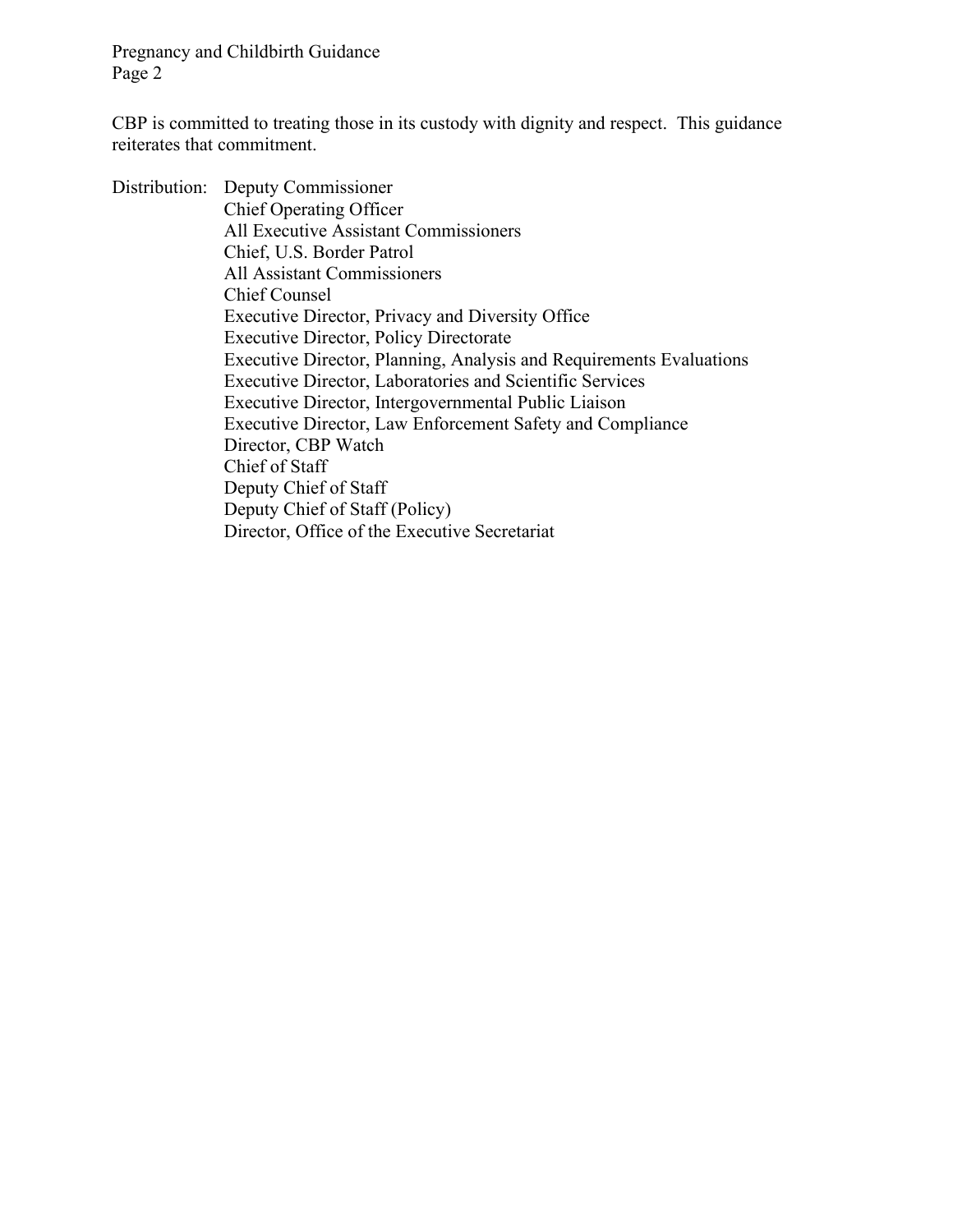CBP is committed to treating those in its custody with dignity and respect. This guidance reiterates that commitment.

Distribution:
- Deputy Commissioner
- Chief Operating Officer
- All Executive Assistant Commissioners
- Chief, U.S. Border Patrol
- All Assistant Commissioners
- Chief Counsel
- Executive Director, Privacy and Diversity Office
- Executive Director, Policy Directorate
- Executive Director, Planning, Analysis and Requirements Evaluations
- Executive Director, Laboratories and Scientific Services
- Executive Director, Intergovernmental Public Liaison
- Executive Director, Law Enforcement Safety and Compliance
- Director, CBP Watch
- Chief of Staff
- Deputy Chief of Staff
- Deputy Chief of Staff (Policy)
- Director, Office of the Executive Secretariat